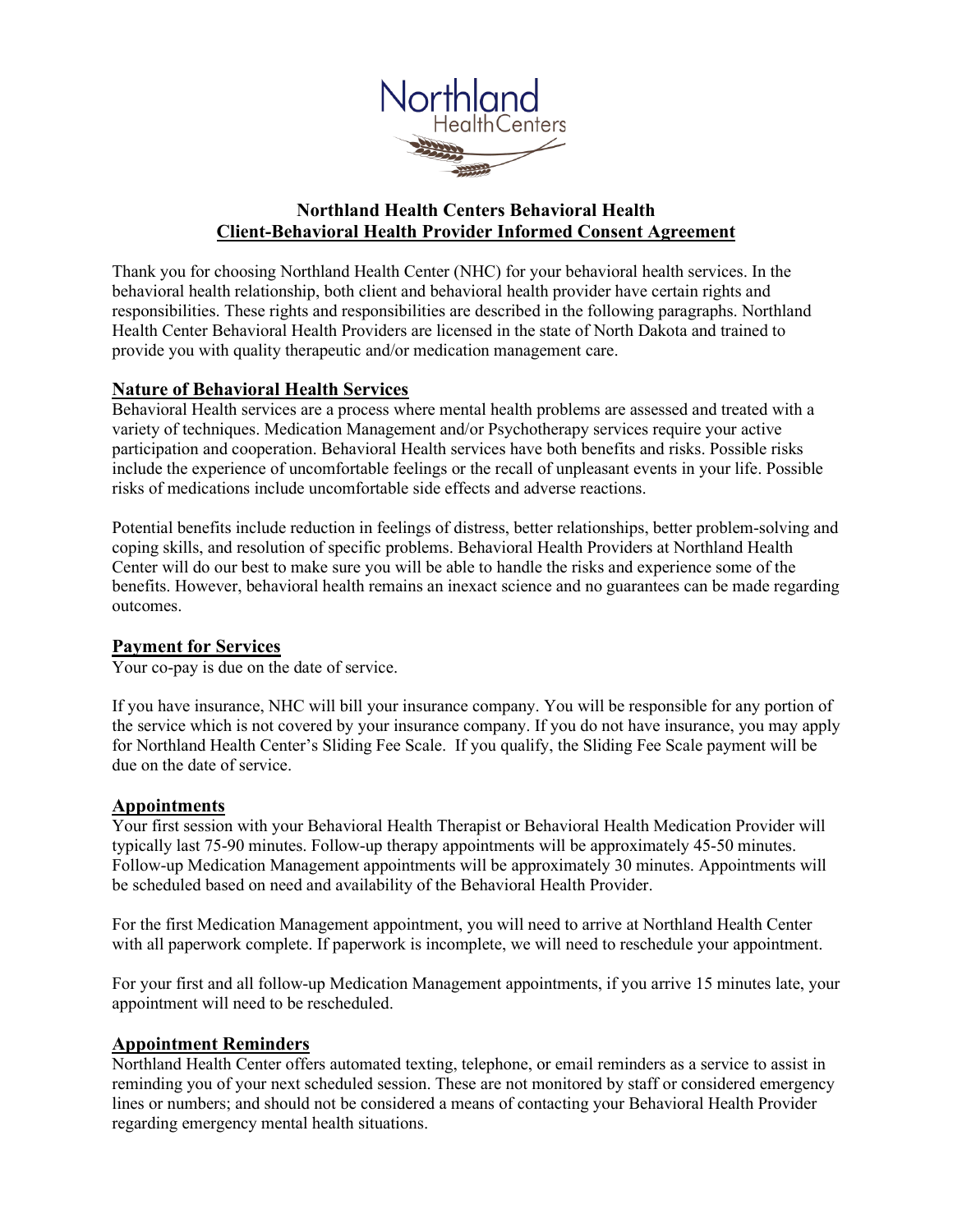# Northland Health Centers Behavioral Health
## Client-Behavioral Health Provider Informed Consent Agreement

Thank you for choosing Northland Health Center (NHC) for your behavioral health services. In the behavioral health relationship, both client and behavioral health provider have certain rights and responsibilities. These rights and responsibilities are described in the following paragraphs. Northland Health Center Behavioral Health Providers are licensed in the state of North Dakota and trained to provide you with quality therapeutic and/or medication management care.

### Nature of Behavioral Health Services

Behavioral Health services are a process where mental health problems are assessed and treated with a variety of techniques. Medication Management and/or Psychotherapy services require your active participation and cooperation. Behavioral Health services have both benefits and risks. Possible risks include the experience of uncomfortable feelings or the recall of unpleasant events in your life. Possible risks of medications include uncomfortable side effects and adverse reactions.

Potential benefits include reduction in feelings of distress, better relationships, better problem-solving and coping skills, and resolution of specific problems. Behavioral Health Providers at Northland Health Center will do our best to make sure you will be able to handle the risks and experience some of the benefits. However, behavioral health remains an inexact science and no guarantees can be made regarding outcomes.

### Payment for Services

Your co-pay is due on the date of service.

If you have insurance, NHC will bill your insurance company. You will be responsible for any portion of the service which is not covered by your insurance company. If you do not have insurance, you may apply for Northland Health Center's Sliding Fee Scale. If you qualify, the Sliding Fee Scale payment will be due on the date of service.

### Appointments

Your first session with your Behavioral Health Therapist or Behavioral Health Medication Provider will typically last 75-90 minutes. Follow-up therapy appointments will be approximately 45-50 minutes. Follow-up Medication Management appointments will be approximately 30 minutes. Appointments will be scheduled based on need and availability of the Behavioral Health Provider.

For the first Medication Management appointment, you will need to arrive at Northland Health Center with all paperwork complete. If paperwork is incomplete, we will need to reschedule your appointment.

For your first and all follow-up Medication Management appointments, if you arrive 15 minutes late, your appointment will need to be rescheduled.

### Appointment Reminders

Northland Health Center offers automated texting, telephone, or email reminders as a service to assist in reminding you of your next scheduled session. These are not monitored by staff or considered emergency lines or numbers; and should not be considered a means of contacting your Behavioral Health Provider regarding emergency mental health situations.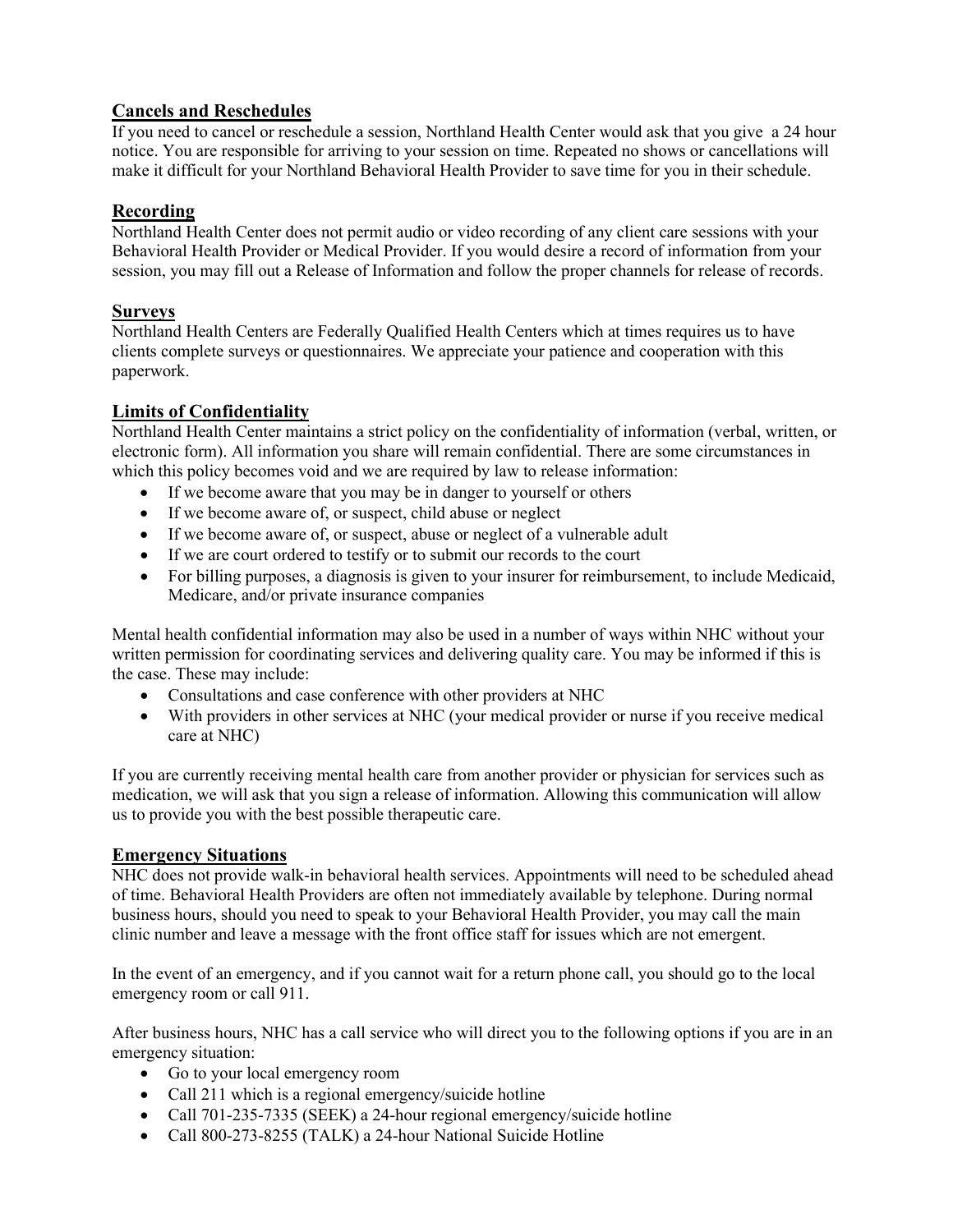## Cancels and Reschedules

If you need to cancel or reschedule a session, Northland Health Center would ask that you give a 24 hour notice. You are responsible for arriving to your session on time. Repeated no shows or cancellations will make it difficult for your Northland Behavioral Health Provider to save time for you in their schedule.

## Recording

Northland Health Center does not permit audio or video recording of any client care sessions with your Behavioral Health Provider or Medical Provider. If you would desire a record of information from your session, you may fill out a Release of Information and follow the proper channels for release of records.

## Surveys

Northland Health Centers are Federally Qualified Health Centers which at times requires us to have clients complete surveys or questionnaires. We appreciate your patience and cooperation with this paperwork.

## Limits of Confidentiality

Northland Health Center maintains a strict policy on the confidentiality of information (verbal, written, or electronic form). All information you share will remain confidential. There are some circumstances in which this policy becomes void and we are required by law to release information:

- If we become aware that you may be in danger to yourself or others
- If we become aware of, or suspect, child abuse or neglect
- If we become aware of, or suspect, abuse or neglect of a vulnerable adult
- If we are court ordered to testify or to submit our records to the court
- For billing purposes, a diagnosis is given to your insurer for reimbursement, to include Medicaid, Medicare, and/or private insurance companies

Mental health confidential information may also be used in a number of ways within NHC without your written permission for coordinating services and delivering quality care. You may be informed if this is the case. These may include:

- Consultations and case conference with other providers at NHC
- With providers in other services at NHC (your medical provider or nurse if you receive medical care at NHC)

If you are currently receiving mental health care from another provider or physician for services such as medication, we will ask that you sign a release of information. Allowing this communication will allow us to provide you with the best possible therapeutic care.

## Emergency Situations

NHC does not provide walk-in behavioral health services. Appointments will need to be scheduled ahead of time. Behavioral Health Providers are often not immediately available by telephone. During normal business hours, should you need to speak to your Behavioral Health Provider, you may call the main clinic number and leave a message with the front office staff for issues which are not emergent.

In the event of an emergency, and if you cannot wait for a return phone call, you should go to the local emergency room or call 911.

After business hours, NHC has a call service who will direct you to the following options if you are in an emergency situation:

- Go to your local emergency room
- Call 211 which is a regional emergency/suicide hotline
- Call 701-235-7335 (SEEK) a 24-hour regional emergency/suicide hotline
- Call 800-273-8255 (TALK) a 24-hour National Suicide Hotline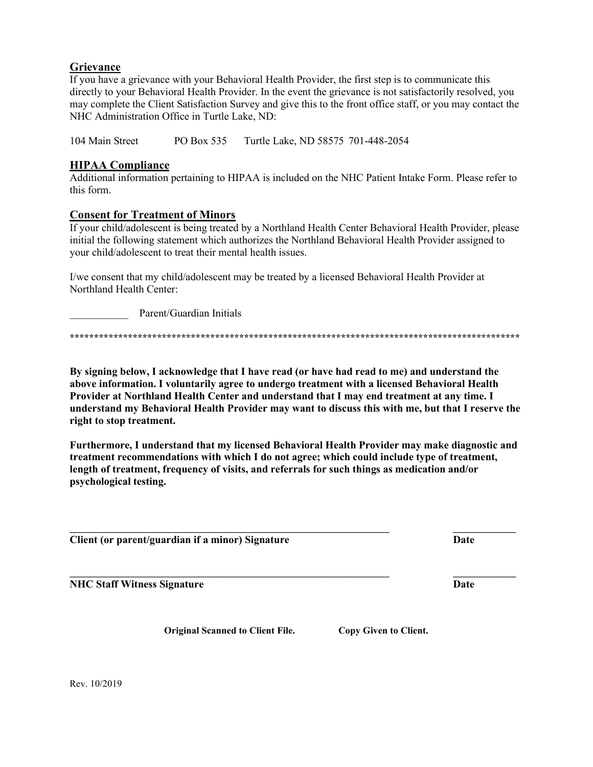## Grievance

If you have a grievance with your Behavioral Health Provider, the first step is to communicate this directly to your Behavioral Health Provider. In the event the grievance is not satisfactorily resolved, you may complete the Client Satisfaction Survey and give this to the front office staff, or you may contact the NHC Administration Office in Turtle Lake, ND:

104 Main Street PO Box 535 Turtle Lake, ND 58575 701-448-2054

## HIPAA Compliance

Additional information pertaining to HIPAA is included on the NHC Patient Intake Form. Please refer to this form.

## Consent for Treatment of Minors

If your child/adolescent is being treated by a Northland Health Center Behavioral Health Provider, please initial the following statement which authorizes the Northland Behavioral Health Provider assigned to your child/adolescent to treat their mental health issues.

I/we consent that my child/adolescent may be treated by a licensed Behavioral Health Provider at Northland Health Center:

___________ Parent/Guardian Initials

************************************************************************************************

**By signing below, I acknowledge that I have read (or have had read to me) and understand the above information. I voluntarily agree to undergo treatment with a licensed Behavioral Health Provider at Northland Health Center and understand that I may end treatment at any time. I understand my Behavioral Health Provider may want to discuss this with me, but that I reserve the right to stop treatment.**

**Furthermore, I understand that my licensed Behavioral Health Provider may make diagnostic and treatment recommendations with which I do not agree; which could include type of treatment, length of treatment, frequency of visits, and referrals for such things as medication and/or psychological testing.**

_______________________________________________________________ ____________

**Client (or parent/guardian if a minor) Signature** **Date**

_______________________________________________________________ ____________

**NHC Staff Witness Signature** **Date**

**Original Scanned to Client File.** **Copy Given to Client.**

Rev. 10/2019